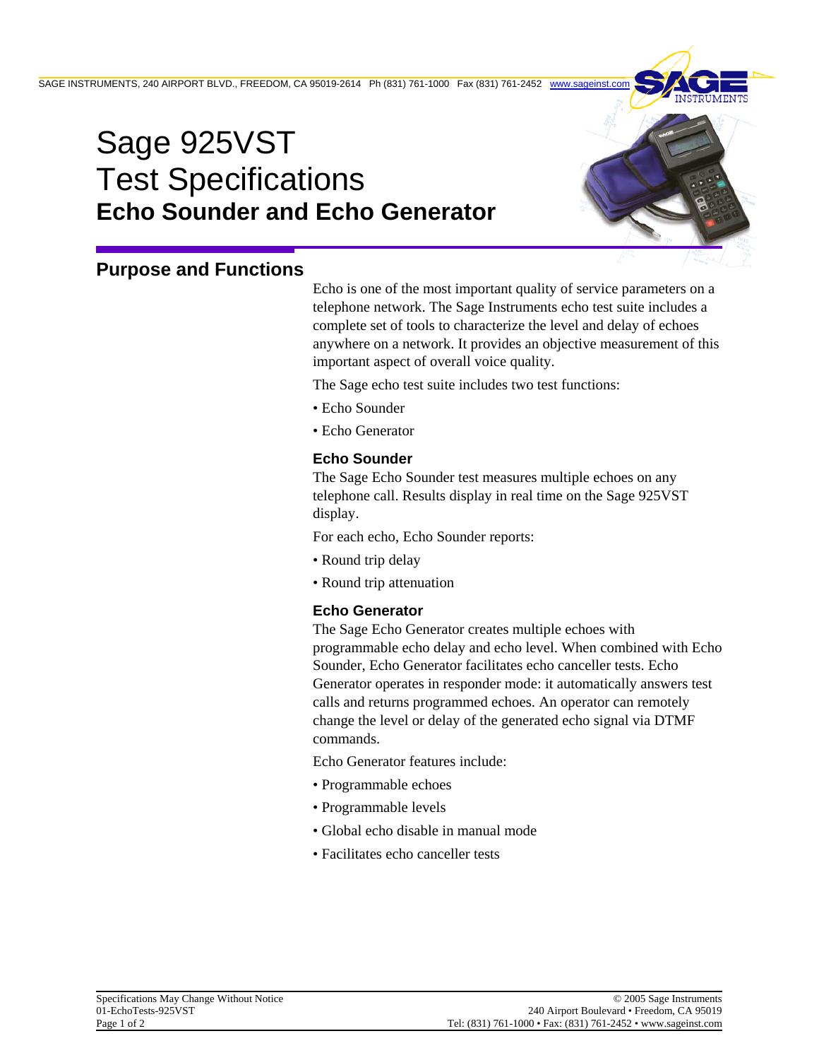# Sage 925VST Test Specifications

## Echo Sounder and Echo Generator

## Purpose and Functions

Echo is one of the most important quality of service parameters on a telephone network. The Sage Instruments echo test suite includes a complete set of tools to characterize the level and delay of echoes anywhere on a network. It provides an objective measurement of this important aspect of overall voice quality.

The Sage echo test suite includes two test functions:

- Echo Sounder
- Echo Generator

### Echo Sounder

The Sage Echo Sounder test measures multiple echoes on any telephone call. Results display in real time on the Sage 925VST display.

For each echo, Echo Sounder reports:

- Round trip delay
- Round trip attenuation

### Echo Generator

The Sage Echo Generator creates multiple echoes with programmable echo delay and echo level. When combined with Echo Sounder, Echo Generator facilitates echo canceller tests. Echo Generator operates in responder mode: it automatically answers test calls and returns programmed echoes. An operator can remotely change the level or delay of the generated echo signal via DTMF commands.

Echo Generator features include:

- Programmable echoes
- Programmable levels
- Global echo disable in manual mode
- Facilitates echo canceller tests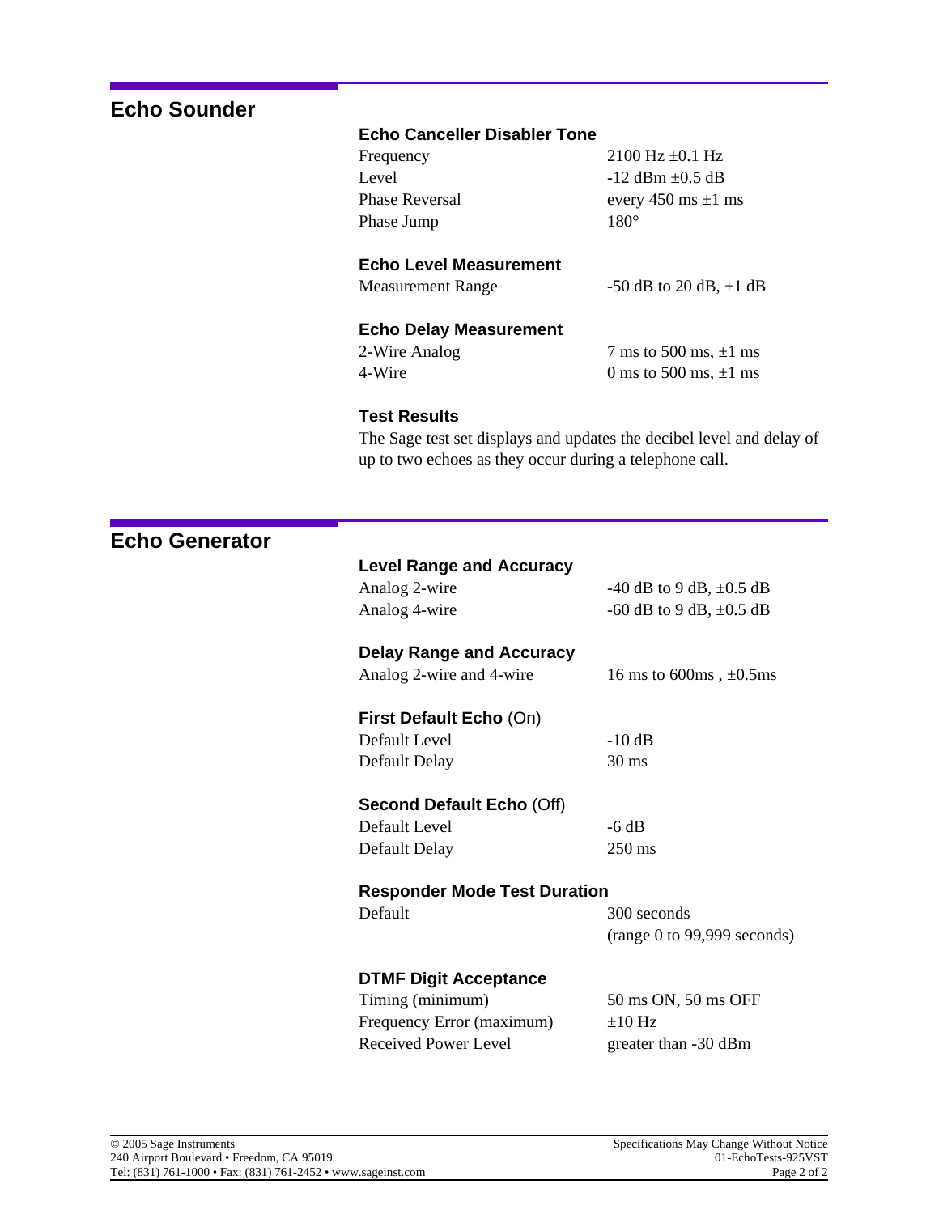## Echo Sounder

### Echo Canceller Disabler Tone

| | |
|---|---|
| Frequency | 2100 Hz ±0.1 Hz |
| Level | -12 dBm ±0.5 dB |
| Phase Reversal | every 450 ms ±1 ms |
| Phase Jump | 180° |

### Echo Level Measurement

| | |
|---|---|
| Measurement Range | -50 dB to 20 dB, ±1 dB |

### Echo Delay Measurement

| | |
|---|---|
| 2-Wire Analog | 7 ms to 500 ms, ±1 ms |
| 4-Wire | 0 ms to 500 ms, ±1 ms |

### Test Results

The Sage test set displays and updates the decibel level and delay of up to two echoes as they occur during a telephone call.

## Echo Generator

### Level Range and Accuracy

| | |
|---|---|
| Analog 2-wire | -40 dB to 9 dB, ±0.5 dB |
| Analog 4-wire | -60 dB to 9 dB, ±0.5 dB |

### Delay Range and Accuracy

| | |
|---|---|
| Analog 2-wire and 4-wire | 16 ms to 600ms , ±0.5ms |

### First Default Echo (On)

| | |
|---|---|
| Default Level | -10 dB |
| Default Delay | 30 ms |

### Second Default Echo (Off)

| | |
|---|---|
| Default Level | -6 dB |
| Default Delay | 250 ms |

### Responder Mode Test Duration

| | |
|---|---|
| Default | 300 seconds (range 0 to 99,999 seconds) |

### DTMF Digit Acceptance

| | |
|---|---|
| Timing (minimum) | 50 ms ON, 50 ms OFF |
| Frequency Error (maximum) | ±10 Hz |
| Received Power Level | greater than -30 dBm |

© 2005 Sage Instruments
240 Airport Boulevard • Freedom, CA 95019
Tel: (831) 761-1000 • Fax: (831) 761-2452 • www.sageinst.com

Specifications May Change Without Notice
01-EchoTests-925VST